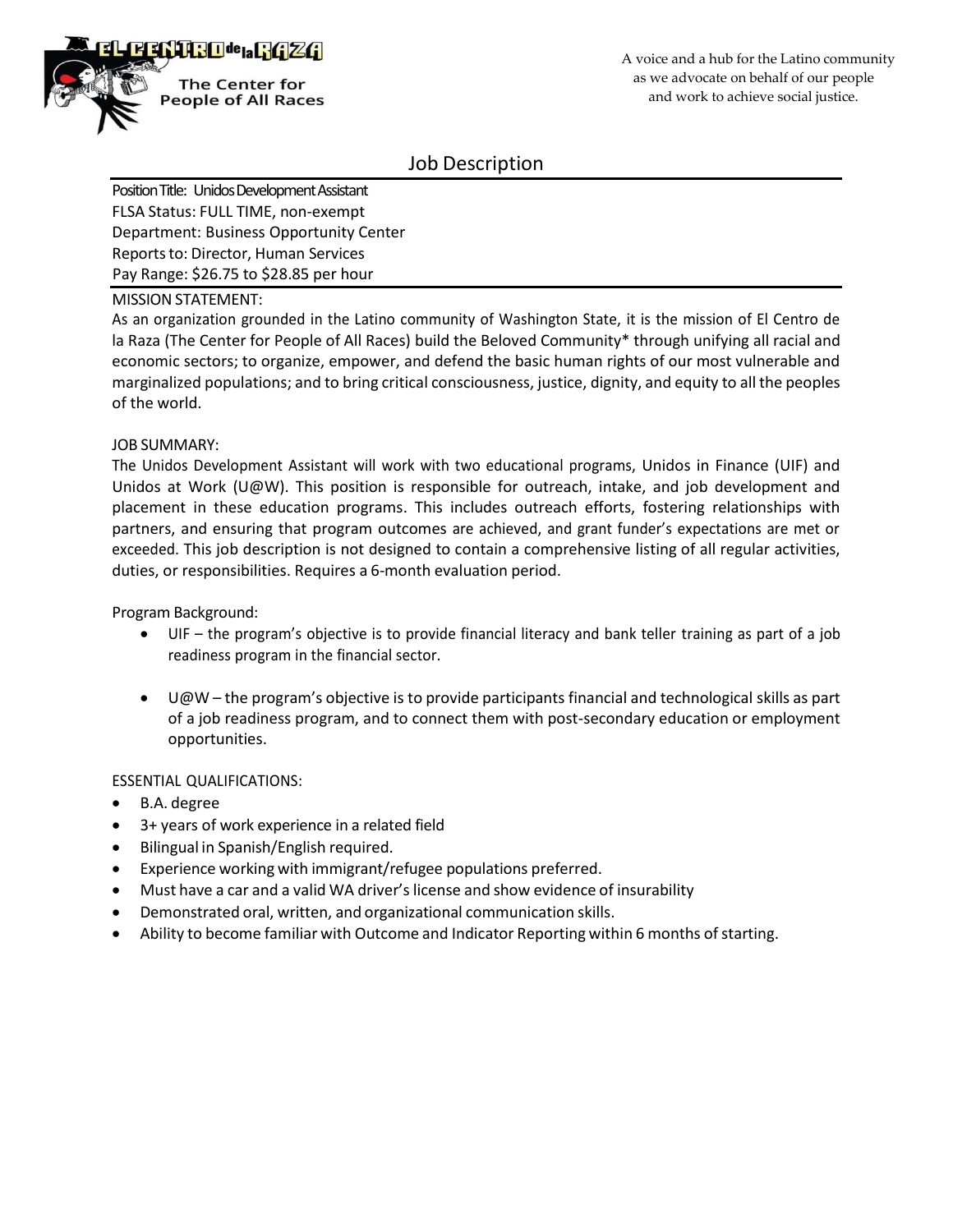EL CENTRO de la RAZA

The Center for People of All Races

A voice and a hub for the Latino community as we advocate on behalf of our people and work to achieve social justice.

# Job Description

Position Title: Unidos Development Assistant
FLSA Status: FULL TIME, non-exempt
Department: Business Opportunity Center
Reports to: Director, Human Services
Pay Range: $26.75 to $28.85 per hour

MISSION STATEMENT:

As an organization grounded in the Latino community of Washington State, it is the mission of El Centro de la Raza (The Center for People of All Races) build the Beloved Community* through unifying all racial and economic sectors; to organize, empower, and defend the basic human rights of our most vulnerable and marginalized populations; and to bring critical consciousness, justice, dignity, and equity to all the peoples of the world.

JOB SUMMARY:

The Unidos Development Assistant will work with two educational programs, Unidos in Finance (UIF) and Unidos at Work (U@W). This position is responsible for outreach, intake, and job development and placement in these education programs. This includes outreach efforts, fostering relationships with partners, and ensuring that program outcomes are achieved, and grant funder's expectations are met or exceeded. This job description is not designed to contain a comprehensive listing of all regular activities, duties, or responsibilities. Requires a 6-month evaluation period.

Program Background:

- UIF – the program's objective is to provide financial literacy and bank teller training as part of a job readiness program in the financial sector.
- U@W – the program's objective is to provide participants financial and technological skills as part of a job readiness program, and to connect them with post-secondary education or employment opportunities.

ESSENTIAL QUALIFICATIONS:

- B.A. degree
- 3+ years of work experience in a related field
- Bilingual in Spanish/English required.
- Experience working with immigrant/refugee populations preferred.
- Must have a car and a valid WA driver's license and show evidence of insurability
- Demonstrated oral, written, and organizational communication skills.
- Ability to become familiar with Outcome and Indicator Reporting within 6 months of starting.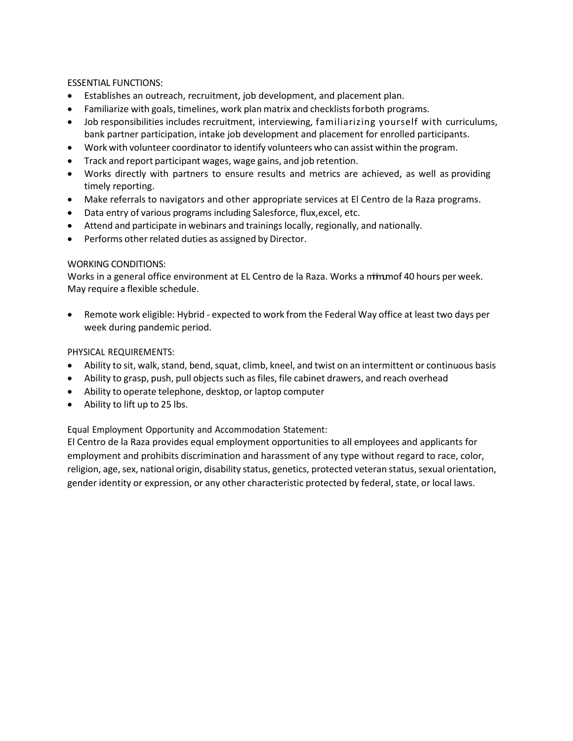ESSENTIAL FUNCTIONS:

- Establishes an outreach, recruitment, job development, and placement plan.
- Familiarize with goals, timelines, work plan matrix and checklists forboth programs.
- Job responsibilities includes recruitment, interviewing, familiarizing yourself with curriculums, bank partner participation, intake job development and placement for enrolled participants.
- Work with volunteer coordinator to identify volunteers who can assist within the program.
- Track and report participant wages, wage gains, and job retention.
- Works directly with partners to ensure results and metrics are achieved, as well as providing timely reporting.
- Make referrals to navigators and other appropriate services at El Centro de la Raza programs.
- Data entry of various programs including Salesforce, flux,excel, etc.
- Attend and participate in webinars and trainings locally, regionally, and nationally.
- Performs other related duties as assigned by Director.

WORKING CONDITIONS:

Works in a general office environment at EL Centro de la Raza. Works a minimum of 40 hours per week. May require a flexible schedule.

- Remote work eligible: Hybrid - expected to work from the Federal Way office at least two days per week during pandemic period.

PHYSICAL REQUIREMENTS:

- Ability to sit, walk, stand, bend, squat, climb, kneel, and twist on an intermittent or continuous basis
- Ability to grasp, push, pull objects such as files, file cabinet drawers, and reach overhead
- Ability to operate telephone, desktop, or laptop computer
- Ability to lift up to 25 lbs.

Equal Employment Opportunity and Accommodation Statement:

El Centro de la Raza provides equal employment opportunities to all employees and applicants for employment and prohibits discrimination and harassment of any type without regard to race, color, religion, age, sex, national origin, disability status, genetics, protected veteran status, sexual orientation, gender identity or expression, or any other characteristic protected by federal, state, or local laws.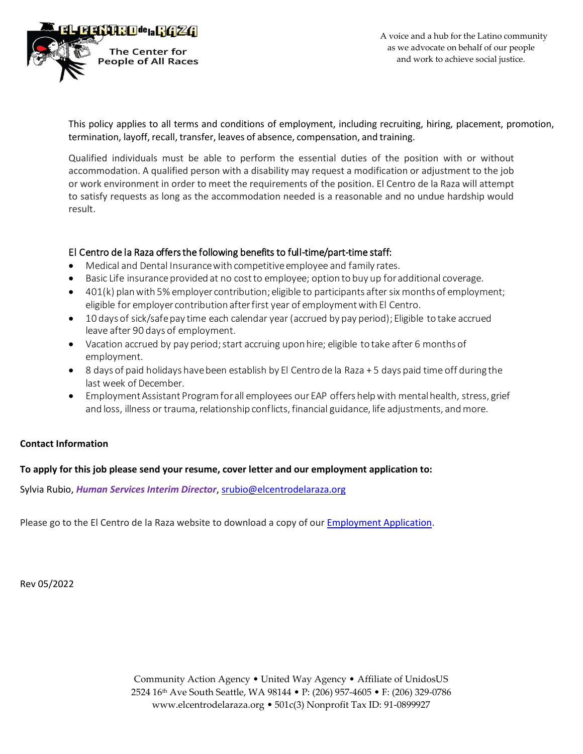This policy applies to all terms and conditions of employment, including recruiting, hiring, placement, promotion, termination, layoff, recall, transfer, leaves of absence, compensation, and training.

Qualified individuals must be able to perform the essential duties of the position with or without accommodation. A qualified person with a disability may request a modification or adjustment to the job or work environment in order to meet the requirements of the position. El Centro de la Raza will attempt to satisfy requests as long as the accommodation needed is a reasonable and no undue hardship would result.

El Centro de la Raza offers the following benefits to full-time/part-time staff:

- Medical and Dental Insurance with competitive employee and family rates.
- Basic Life insurance provided at no cost to employee; option to buy up for additional coverage.
- 401(k) plan with 5% employer contribution; eligible to participants after six months of employment; eligible for employer contribution after first year of employment with El Centro.
- 10 days of sick/safe pay time each calendar year (accrued by pay period); Eligible to take accrued leave after 90 days of employment.
- Vacation accrued by pay period; start accruing upon hire; eligible to take after 6 months of employment.
- 8 days of paid holidays have been establish by El Centro de la Raza + 5 days paid time off during the last week of December.
- Employment Assistant Program for all employees our EAP offers help with mental health, stress, grief and loss, illness or trauma, relationship conflicts, financial guidance, life adjustments, and more.

**Contact Information**

**To apply for this job please send your resume, cover letter and our employment application to:**

Sylvia Rubio, ***Human Services Interim Director***, srubio@elcentrodelaraza.org

Please go to the El Centro de la Raza website to download a copy of our Employment Application.

Rev 05/2022